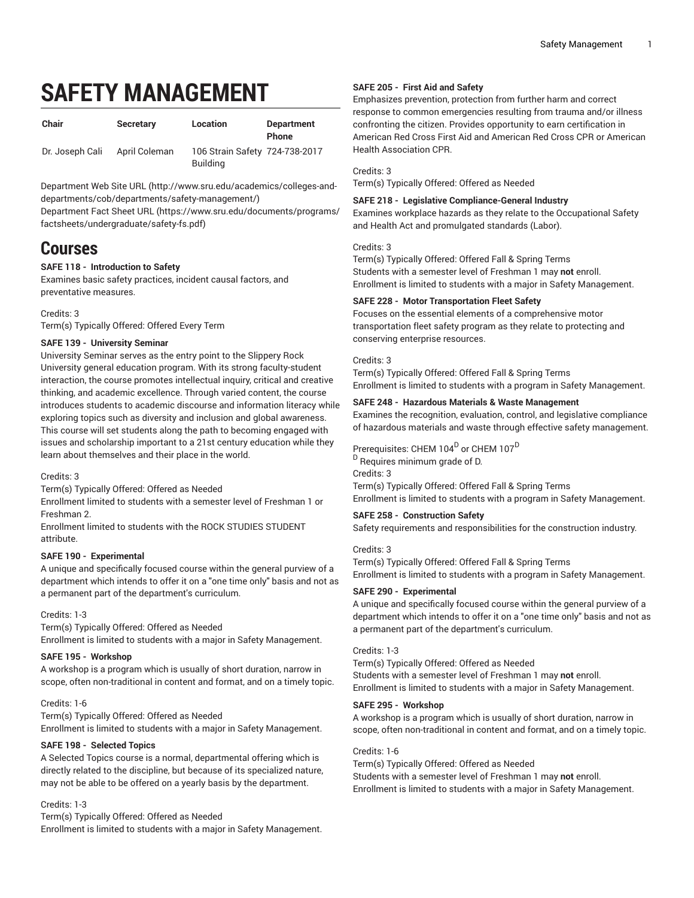# SAFETY MANAGEMENT

| Chair | Secretary | Location | Department Phone |
| --- | --- | --- | --- |
| Dr. Joseph Cali | April Coleman | 106 Strain Safety Building | 724-738-2017 |

Department Web Site URL (http://www.sru.edu/academics/colleges-and-departments/cob/departments/safety-management/)
Department Fact Sheet URL (https://www.sru.edu/documents/programs/factsheets/undergraduate/safety-fs.pdf)

## Courses

**SAFE 118 - Introduction to Safety**
Examines basic safety practices, incident causal factors, and preventative measures.

Credits: 3
Term(s) Typically Offered: Offered Every Term

**SAFE 139 - University Seminar**
University Seminar serves as the entry point to the Slippery Rock University general education program. With its strong faculty-student interaction, the course promotes intellectual inquiry, critical and creative thinking, and academic excellence. Through varied content, the course introduces students to academic discourse and information literacy while exploring topics such as diversity and inclusion and global awareness. This course will set students along the path to becoming engaged with issues and scholarship important to a 21st century education while they learn about themselves and their place in the world.

Credits: 3
Term(s) Typically Offered: Offered as Needed
Enrollment limited to students with a semester level of Freshman 1 or Freshman 2.
Enrollment limited to students with the ROCK STUDIES STUDENT attribute.

**SAFE 190 - Experimental**
A unique and specifically focused course within the general purview of a department which intends to offer it on a "one time only" basis and not as a permanent part of the department's curriculum.

Credits: 1-3
Term(s) Typically Offered: Offered as Needed
Enrollment is limited to students with a major in Safety Management.

**SAFE 195 - Workshop**
A workshop is a program which is usually of short duration, narrow in scope, often non-traditional in content and format, and on a timely topic.

Credits: 1-6
Term(s) Typically Offered: Offered as Needed
Enrollment is limited to students with a major in Safety Management.

**SAFE 198 - Selected Topics**
A Selected Topics course is a normal, departmental offering which is directly related to the discipline, but because of its specialized nature, may not be able to be offered on a yearly basis by the department.

Credits: 1-3
Term(s) Typically Offered: Offered as Needed
Enrollment is limited to students with a major in Safety Management.

**SAFE 205 - First Aid and Safety**
Emphasizes prevention, protection from further harm and correct response to common emergencies resulting from trauma and/or illness confronting the citizen. Provides opportunity to earn certification in American Red Cross First Aid and American Red Cross CPR or American Health Association CPR.

Credits: 3
Term(s) Typically Offered: Offered as Needed

**SAFE 218 - Legislative Compliance-General Industry**
Examines workplace hazards as they relate to the Occupational Safety and Health Act and promulgated standards (Labor).

Credits: 3
Term(s) Typically Offered: Offered Fall & Spring Terms
Students with a semester level of Freshman 1 may **not** enroll.
Enrollment is limited to students with a major in Safety Management.

**SAFE 228 - Motor Transportation Fleet Safety**
Focuses on the essential elements of a comprehensive motor transportation fleet safety program as they relate to protecting and conserving enterprise resources.

Credits: 3
Term(s) Typically Offered: Offered Fall & Spring Terms
Enrollment is limited to students with a program in Safety Management.

**SAFE 248 - Hazardous Materials & Waste Management**
Examines the recognition, evaluation, control, and legislative compliance of hazardous materials and waste through effective safety management.

Prerequisites: CHEM 104[D] or CHEM 107[D]
[D] Requires minimum grade of D.
Credits: 3
Term(s) Typically Offered: Offered Fall & Spring Terms
Enrollment is limited to students with a program in Safety Management.

**SAFE 258 - Construction Safety**
Safety requirements and responsibilities for the construction industry.

Credits: 3
Term(s) Typically Offered: Offered Fall & Spring Terms
Enrollment is limited to students with a program in Safety Management.

**SAFE 290 - Experimental**
A unique and specifically focused course within the general purview of a department which intends to offer it on a "one time only" basis and not as a permanent part of the department's curriculum.

Credits: 1-3
Term(s) Typically Offered: Offered as Needed
Students with a semester level of Freshman 1 may **not** enroll.
Enrollment is limited to students with a major in Safety Management.

**SAFE 295 - Workshop**
A workshop is a program which is usually of short duration, narrow in scope, often non-traditional in content and format, and on a timely topic.

Credits: 1-6
Term(s) Typically Offered: Offered as Needed
Students with a semester level of Freshman 1 may **not** enroll.
Enrollment is limited to students with a major in Safety Management.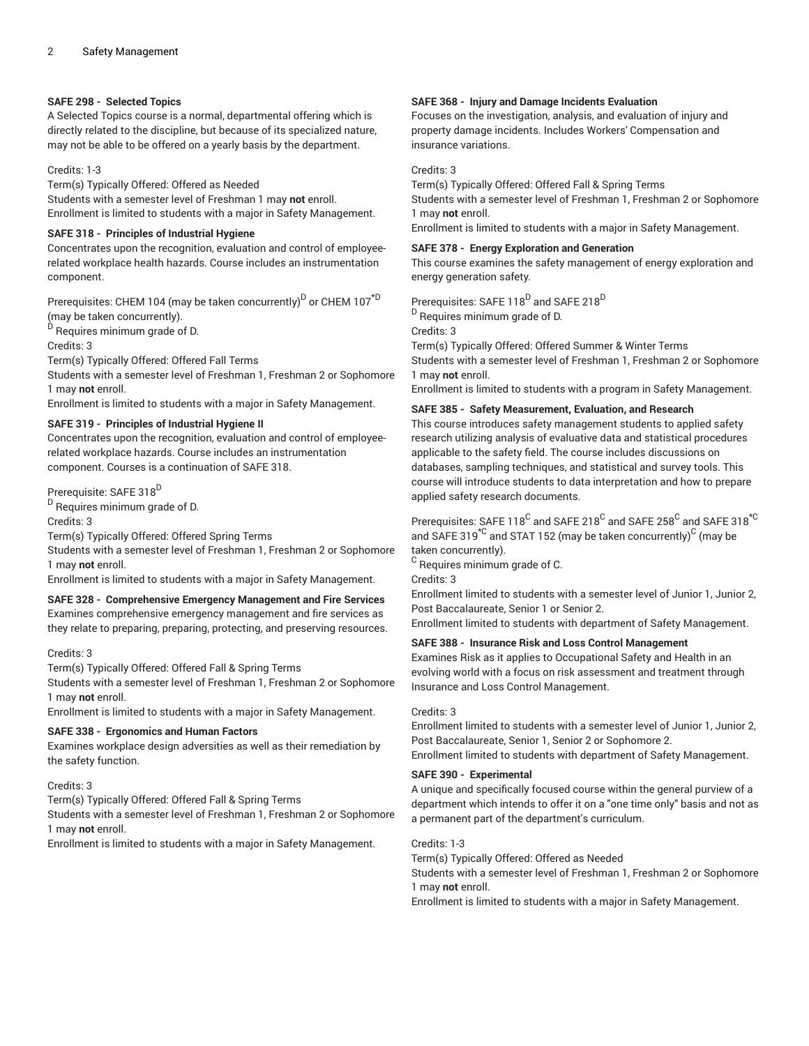### SAFE 298 - Selected Topics

A Selected Topics course is a normal, departmental offering which is directly related to the discipline, but because of its specialized nature, may not be able to be offered on a yearly basis by the department.

Credits: 1-3

Term(s) Typically Offered: Offered as Needed

Students with a semester level of Freshman 1 may **not** enroll.

Enrollment is limited to students with a major in Safety Management.

### SAFE 318 - Principles of Industrial Hygiene

Concentrates upon the recognition, evaluation and control of employee-related workplace health hazards. Course includes an instrumentation component.

Prerequisites: CHEM 104 (may be taken concurrently)[D] or CHEM 107[*D] (may be taken concurrently).

[D] Requires minimum grade of D.

Credits: 3

Term(s) Typically Offered: Offered Fall Terms

Students with a semester level of Freshman 1, Freshman 2 or Sophomore 1 may **not** enroll.

Enrollment is limited to students with a major in Safety Management.

### SAFE 319 - Principles of Industrial Hygiene II

Concentrates upon the recognition, evaluation and control of employee-related workplace hazards. Course includes an instrumentation component. Courses is a continuation of SAFE 318.

Prerequisite: SAFE 318[D]

[D] Requires minimum grade of D.

Credits: 3

Term(s) Typically Offered: Offered Spring Terms

Students with a semester level of Freshman 1, Freshman 2 or Sophomore 1 may **not** enroll.

Enrollment is limited to students with a major in Safety Management.

### SAFE 328 - Comprehensive Emergency Management and Fire Services

Examines comprehensive emergency management and fire services as they relate to preparing, preparing, protecting, and preserving resources.

Credits: 3

Term(s) Typically Offered: Offered Fall & Spring Terms

Students with a semester level of Freshman 1, Freshman 2 or Sophomore 1 may **not** enroll.

Enrollment is limited to students with a major in Safety Management.

### SAFE 338 - Ergonomics and Human Factors

Examines workplace design adversities as well as their remediation by the safety function.

Credits: 3

Term(s) Typically Offered: Offered Fall & Spring Terms

Students with a semester level of Freshman 1, Freshman 2 or Sophomore 1 may **not** enroll.

Enrollment is limited to students with a major in Safety Management.

### SAFE 368 - Injury and Damage Incidents Evaluation

Focuses on the investigation, analysis, and evaluation of injury and property damage incidents. Includes Workers' Compensation and insurance variations.

Credits: 3

Term(s) Typically Offered: Offered Fall & Spring Terms

Students with a semester level of Freshman 1, Freshman 2 or Sophomore 1 may **not** enroll.

Enrollment is limited to students with a major in Safety Management.

### SAFE 378 - Energy Exploration and Generation

This course examines the safety management of energy exploration and energy generation safety.

Prerequisites: SAFE 118[D] and SAFE 218[D]

[D] Requires minimum grade of D.

Credits: 3

Term(s) Typically Offered: Offered Summer & Winter Terms

Students with a semester level of Freshman 1, Freshman 2 or Sophomore 1 may **not** enroll.

Enrollment is limited to students with a program in Safety Management.

### SAFE 385 - Safety Measurement, Evaluation, and Research

This course introduces safety management students to applied safety research utilizing analysis of evaluative data and statistical procedures applicable to the safety field. The course includes discussions on databases, sampling techniques, and statistical and survey tools. This course will introduce students to data interpretation and how to prepare applied safety research documents.

Prerequisites: SAFE 118[C] and SAFE 218[C] and SAFE 258[C] and SAFE 318[*C] and SAFE 319[*C] and STAT 152 (may be taken concurrently)[C] (may be taken concurrently).

[C] Requires minimum grade of C.

Credits: 3

Enrollment limited to students with a semester level of Junior 1, Junior 2, Post Baccalaureate, Senior 1 or Senior 2.

Enrollment limited to students with department of Safety Management.

### SAFE 388 - Insurance Risk and Loss Control Management

Examines Risk as it applies to Occupational Safety and Health in an evolving world with a focus on risk assessment and treatment through Insurance and Loss Control Management.

Credits: 3

Enrollment limited to students with a semester level of Junior 1, Junior 2, Post Baccalaureate, Senior 1, Senior 2 or Sophomore 2.

Enrollment limited to students with department of Safety Management.

### SAFE 390 - Experimental

A unique and specifically focused course within the general purview of a department which intends to offer it on a "one time only" basis and not as a permanent part of the department's curriculum.

Credits: 1-3

Term(s) Typically Offered: Offered as Needed

Students with a semester level of Freshman 1, Freshman 2 or Sophomore 1 may **not** enroll.

Enrollment is limited to students with a major in Safety Management.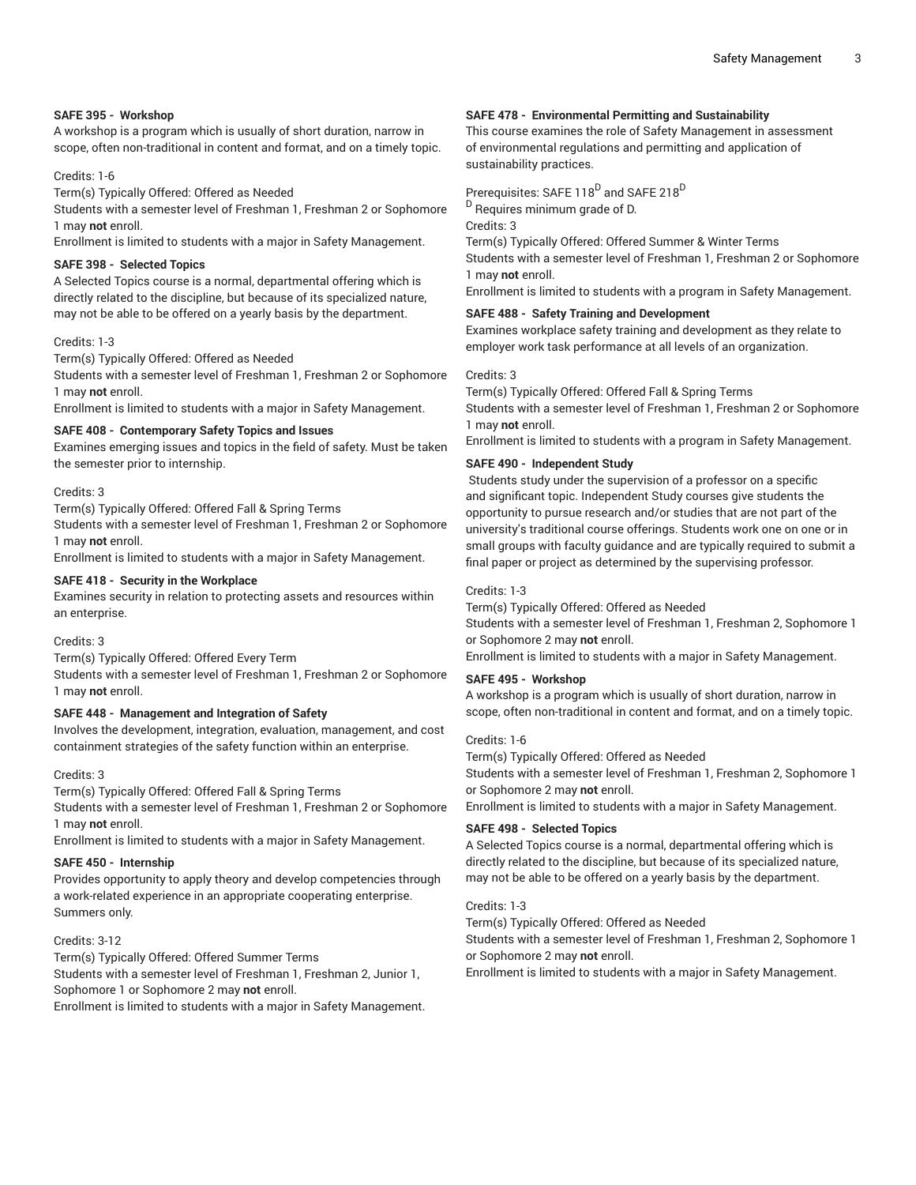**SAFE 395 - Workshop**
A workshop is a program which is usually of short duration, narrow in scope, often non-traditional in content and format, and on a timely topic.

Credits: 1-6
Term(s) Typically Offered: Offered as Needed
Students with a semester level of Freshman 1, Freshman 2 or Sophomore 1 may **not** enroll.
Enrollment is limited to students with a major in Safety Management.

**SAFE 398 - Selected Topics**
A Selected Topics course is a normal, departmental offering which is directly related to the discipline, but because of its specialized nature, may not be able to be offered on a yearly basis by the department.

Credits: 1-3
Term(s) Typically Offered: Offered as Needed
Students with a semester level of Freshman 1, Freshman 2 or Sophomore 1 may **not** enroll.
Enrollment is limited to students with a major in Safety Management.

**SAFE 408 - Contemporary Safety Topics and Issues**
Examines emerging issues and topics in the field of safety. Must be taken the semester prior to internship.

Credits: 3
Term(s) Typically Offered: Offered Fall & Spring Terms
Students with a semester level of Freshman 1, Freshman 2 or Sophomore 1 may **not** enroll.
Enrollment is limited to students with a major in Safety Management.

**SAFE 418 - Security in the Workplace**
Examines security in relation to protecting assets and resources within an enterprise.

Credits: 3
Term(s) Typically Offered: Offered Every Term
Students with a semester level of Freshman 1, Freshman 2 or Sophomore 1 may **not** enroll.

**SAFE 448 - Management and Integration of Safety**
Involves the development, integration, evaluation, management, and cost containment strategies of the safety function within an enterprise.

Credits: 3
Term(s) Typically Offered: Offered Fall & Spring Terms
Students with a semester level of Freshman 1, Freshman 2 or Sophomore 1 may **not** enroll.
Enrollment is limited to students with a major in Safety Management.

**SAFE 450 - Internship**
Provides opportunity to apply theory and develop competencies through a work-related experience in an appropriate cooperating enterprise. Summers only.

Credits: 3-12
Term(s) Typically Offered: Offered Summer Terms
Students with a semester level of Freshman 1, Freshman 2, Junior 1, Sophomore 1 or Sophomore 2 may **not** enroll.
Enrollment is limited to students with a major in Safety Management.

**SAFE 478 - Environmental Permitting and Sustainability**
This course examines the role of Safety Management in assessment of environmental regulations and permitting and application of sustainability practices.

Prerequisites: SAFE 118[D] and SAFE 218[D]
[D] Requires minimum grade of D.
Credits: 3
Term(s) Typically Offered: Offered Summer & Winter Terms
Students with a semester level of Freshman 1, Freshman 2 or Sophomore 1 may **not** enroll.
Enrollment is limited to students with a program in Safety Management.

**SAFE 488 - Safety Training and Development**
Examines workplace safety training and development as they relate to employer work task performance at all levels of an organization.

Credits: 3
Term(s) Typically Offered: Offered Fall & Spring Terms
Students with a semester level of Freshman 1, Freshman 2 or Sophomore 1 may **not** enroll.
Enrollment is limited to students with a program in Safety Management.

**SAFE 490 - Independent Study**
Students study under the supervision of a professor on a specific and significant topic. Independent Study courses give students the opportunity to pursue research and/or studies that are not part of the university's traditional course offerings. Students work one on one or in small groups with faculty guidance and are typically required to submit a final paper or project as determined by the supervising professor.

Credits: 1-3
Term(s) Typically Offered: Offered as Needed
Students with a semester level of Freshman 1, Freshman 2, Sophomore 1 or Sophomore 2 may **not** enroll.
Enrollment is limited to students with a major in Safety Management.

**SAFE 495 - Workshop**
A workshop is a program which is usually of short duration, narrow in scope, often non-traditional in content and format, and on a timely topic.

Credits: 1-6
Term(s) Typically Offered: Offered as Needed
Students with a semester level of Freshman 1, Freshman 2, Sophomore 1 or Sophomore 2 may **not** enroll.
Enrollment is limited to students with a major in Safety Management.

**SAFE 498 - Selected Topics**
A Selected Topics course is a normal, departmental offering which is directly related to the discipline, but because of its specialized nature, may not be able to be offered on a yearly basis by the department.

Credits: 1-3
Term(s) Typically Offered: Offered as Needed
Students with a semester level of Freshman 1, Freshman 2, Sophomore 1 or Sophomore 2 may **not** enroll.
Enrollment is limited to students with a major in Safety Management.